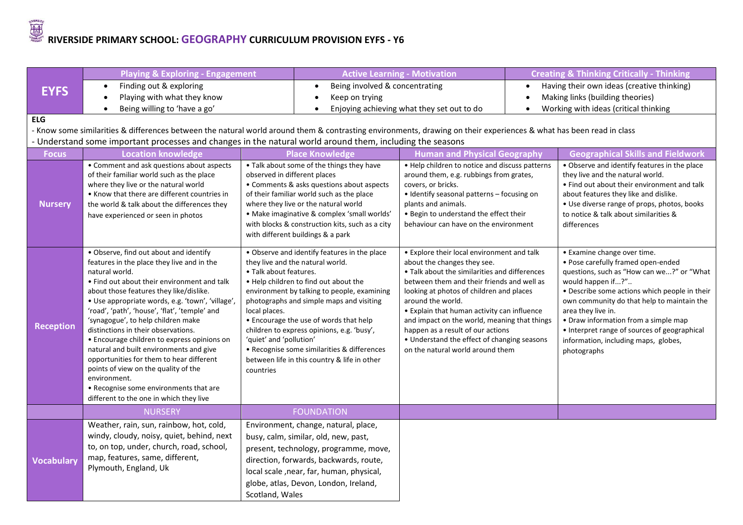# RIVERSIDE PRIMARY SCHOOL: GEOGRAPHY CURRICULUM PROVISION EYFS - Y6

| EYFS | Playing & Exploring - Engagement | Active Learning - Motivation | Creating & Thinking Critically - Thinking |
|---|---|---|---|
| | • Finding out & exploring<br>• Playing with what they know<br>• Being willing to 'have a go' | • Being involved & concentrating<br>• Keep on trying<br>• Enjoying achieving what they set out to do | • Having their own ideas (creative thinking)<br>• Making links (building theories)<br>• Working with ideas (critical thinking |

**ELG**

- Know some similarities & differences between the natural world around them & contrasting environments, drawing on their experiences & what has been read in class
- Understand some important processes and changes in the natural world around them, including the seasons

| Focus | Location knowledge | Place Knowledge | Human and Physical Geography | Geographical Skills and Fieldwork |
|---|---|---|---|---|
| **Nursery** | • Comment and ask questions about aspects of their familiar world such as the place where they live or the natural world<br>• Know that there are different countries in the world & talk about the differences they have experienced or seen in photos | • Talk about some of the things they have observed in different places<br>• Comments & asks questions about aspects of their familiar world such as the place where they live or the natural world<br>• Make imaginative & complex 'small worlds' with blocks & construction kits, such as a city with different buildings & a park | • Help children to notice and discuss patterns around them, e.g. rubbings from grates, covers, or bricks.<br>• Identify seasonal patterns – focusing on plants and animals.<br>• Begin to understand the effect their behaviour can have on the environment | • Observe and identify features in the place they live and the natural world.<br>• Find out about their environment and talk about features they like and dislike.<br>• Use diverse range of props, photos, books to notice & talk about similarities & differences |
| **Reception** | • Observe, find out about and identify features in the place they live and in the natural world.<br>• Find out about their environment and talk about those features they like/dislike.<br>• Use appropriate words, e.g. 'town', 'village', 'road', 'path', 'house', 'flat', 'temple' and 'synagogue', to help children make distinctions in their observations.<br>• Encourage children to express opinions on natural and built environments and give opportunities for them to hear different points of view on the quality of the environment.<br>• Recognise some environments that are different to the one in which they live | • Observe and identify features in the place they live and the natural world.<br>• Talk about features.<br>• Help children to find out about the environment by talking to people, examining photographs and simple maps and visiting local places.<br>• Encourage the use of words that help children to express opinions, e.g. 'busy', 'quiet' and 'pollution'<br>• Recognise some similarities & differences between life in this country & life in other countries | • Explore their local environment and talk about the changes they see.<br>• Talk about the similarities and differences between them and their friends and well as looking at photos of children and places around the world.<br>• Explain that human activity can influence and impact on the world, meaning that things happen as a result of our actions<br>• Understand the effect of changing seasons on the natural world around them | • Examine change over time.<br>• Pose carefully framed open-ended questions, such as "How can we...?" or "What would happen if...?"..<br>• Describe some actions which people in their own community do that help to maintain the area they live in.<br>• Draw information from a simple map<br>• Interpret range of sources of geographical information, including maps, globes, photographs |
| | NURSERY | FOUNDATION | | |
| **Vocabulary** | Weather, rain, sun, rainbow, hot, cold, windy, cloudy, noisy, quiet, behind, next to, on top, under, church, road, school, map, features, same, different, Plymouth, England, Uk | Environment, change, natural, place, busy, calm, similar, old, new, past, present, technology, programme, move, direction, forwards, backwards, route, local scale ,near, far, human, physical, globe, atlas, Devon, London, Ireland, Scotland, Wales | | |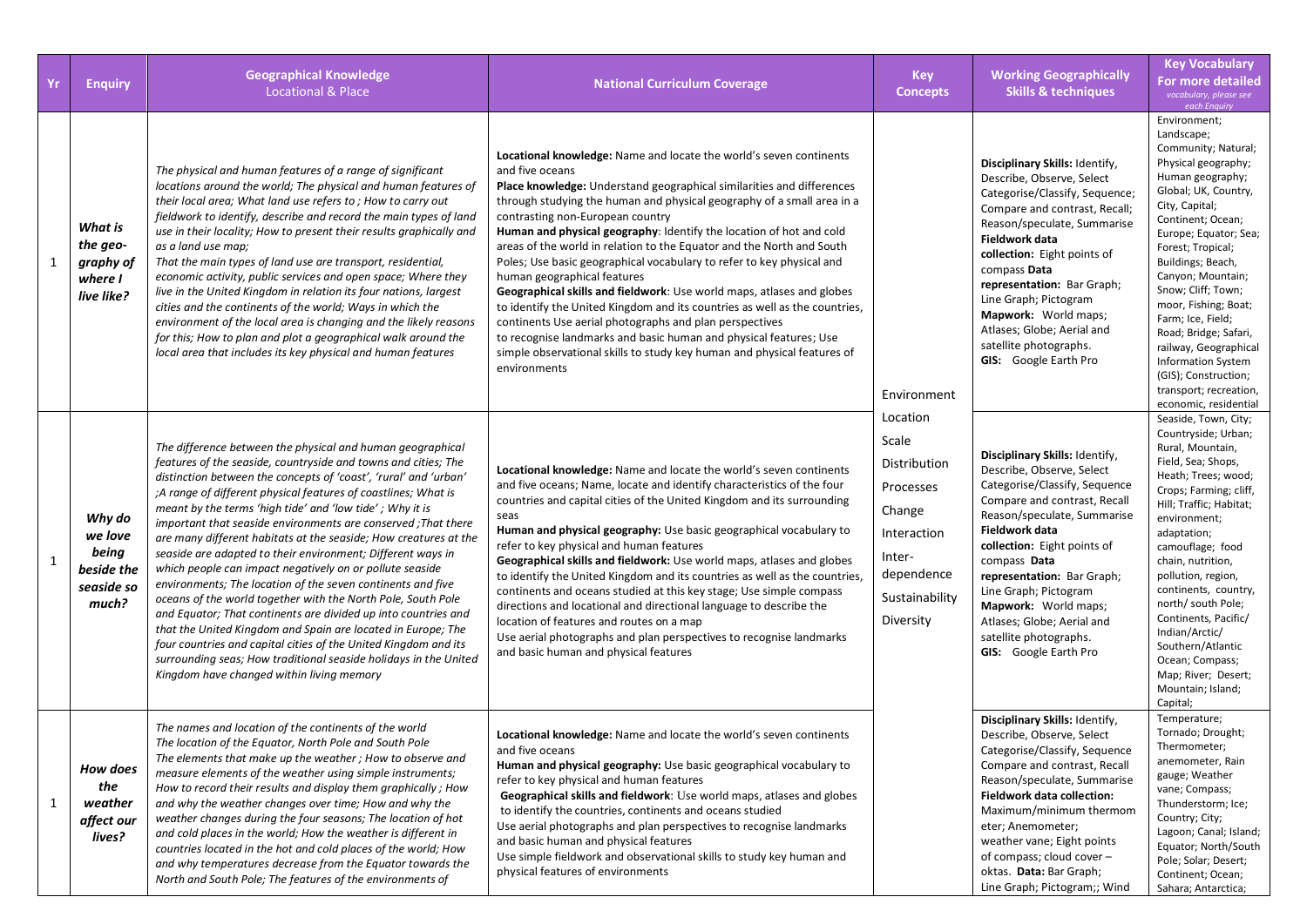| Yr | Enquiry | Geographical Knowledge Locational & Place | National Curriculum Coverage | Key Concepts | Working Geographically Skills & techniques | Key Vocabulary For more detailed vocabulary, please see each Enquiry |
|---|---|---|---|---|---|---|
| 1 | ***What is the geo-graphy of where I live like?*** | *The physical and human features of a range of significant locations around the world; The physical and human features of their local area; What land use refers to ; How to carry out fieldwork to identify, describe and record the main types of land use in their locality; How to present their results graphically and as a land use map; That the main types of land use are transport, residential, economic activity, public services and open space; Where they live in the United Kingdom in relation its four nations, largest cities and the continents of the world; Ways in which the environment of the local area is changing and the likely reasons for this; How to plan and plot a geographical walk around the local area that includes its key physical and human features* | **Locational knowledge:** Name and locate the world's seven continents and five oceans **Place knowledge:** Understand geographical similarities and differences through studying the human and physical geography of a small area in a contrasting non-European country **Human and physical geography**: Identify the location of hot and cold areas of the world in relation to the Equator and the North and South Poles; Use basic geographical vocabulary to refer to key physical and human geographical features **Geographical skills and fieldwork**: Use world maps, atlases and globes to identify the United Kingdom and its countries as well as the countries, continents Use aerial photographs and plan perspectives to recognise landmarks and basic human and physical features; Use simple observational skills to study key human and physical features of environments | Environment Location Scale Distribution Processes Change Interaction Inter-dependence Sustainability Diversity | **Disciplinary Skills:** Identify, Describe, Observe, Select Categorise/Classify, Sequence; Compare and contrast, Recall; Reason/speculate, Summarise **Fieldwork data collection:** Eight points of compass **Data representation:** Bar Graph; Line Graph; Pictogram **Mapwork:** World maps; Atlases; Globe; Aerial and satellite photographs. **GIS:** Google Earth Pro | Environment; Landscape; Community; Natural; Physical geography; Human geography; Global; UK, Country, City, Capital; Continent; Ocean; Europe; Equator; Sea; Forest; Tropical; Buildings; Beach, Canyon; Mountain; Snow; Cliff; Town; moor, Fishing; Boat; Farm; Ice, Field; Road; Bridge; Safari, railway, Geographical Information System (GIS); Construction; transport; recreation, economic, residential |
| 1 | ***Why do we love being beside the seaside so much?*** | *The difference between the physical and human geographical features of the seaside, countryside and towns and cities; The distinction between the concepts of 'coast', 'rural' and 'urban' ;A range of different physical features of coastlines; What is meant by the terms 'high tide' and 'low tide' ; Why it is important that seaside environments are conserved ;That there are many different habitats at the seaside; How creatures at the seaside are adapted to their environment; Different ways in which people can impact negatively on or pollute seaside environments; The location of the seven continents and five oceans of the world together with the North Pole, South Pole and Equator; That continents are divided up into countries and that the United Kingdom and Spain are located in Europe; The four countries and capital cities of the United Kingdom and its surrounding seas; How traditional seaside holidays in the United Kingdom have changed within living memory* | **Locational knowledge:** Name and locate the world's seven continents and five oceans; Name, locate and identify characteristics of the four countries and capital cities of the United Kingdom and its surrounding seas **Human and physical geography:** Use basic geographical vocabulary to refer to key physical and human features **Geographical skills and fieldwork:** Use world maps, atlases and globes to identify the United Kingdom and its countries as well as the countries, continents and oceans studied at this key stage; Use simple compass directions and locational and directional language to describe the location of features and routes on a map Use aerial photographs and plan perspectives to recognise landmarks and basic human and physical features | | **Disciplinary Skills:** Identify, Describe, Observe, Select Categorise/Classify, Sequence Compare and contrast, Recall Reason/speculate, Summarise **Fieldwork data collection:** Eight points of compass **Data representation:** Bar Graph; Line Graph; Pictogram **Mapwork:** World maps; Atlases; Globe; Aerial and satellite photographs. **GIS:** Google Earth Pro | Seaside, Town, City; Countryside; Urban; Rural, Mountain, Field, Sea; Shops, Heath; Trees; wood; Crops; Farming; cliff, Hill; Traffic; Habitat; environment; adaptation; camouflage; food chain, nutrition, pollution, region, continents, country, north/ south Pole; Continents, Pacific/ Indian/Arctic/ Southern/Atlantic Ocean; Compass; Map; River; Desert; Mountain; Island; Capital; |
| 1 | ***How does the weather affect our lives?*** | *The names and location of the continents of the world The location of the Equator, North Pole and South Pole The elements that make up the weather ; How to observe and measure elements of the weather using simple instruments; How to record their results and display them graphically ; How and why the weather changes over time; How and why the weather changes during the four seasons; The location of hot and cold places in the world; How the weather is different in countries located in the hot and cold places of the world; How and why temperatures decrease from the Equator towards the North and South Pole; The features of the environments of* | **Locational knowledge:** Name and locate the world's seven continents and five oceans **Human and physical geography:** Use basic geographical vocabulary to refer to key physical and human features **Geographical skills and fieldwork**: Use world maps, atlases and globes to identify the countries, continents and oceans studied Use aerial photographs and plan perspectives to recognise landmarks and basic human and physical features Use simple fieldwork and observational skills to study key human and physical features of environments | | **Disciplinary Skills:** Identify, Describe, Observe, Select Categorise/Classify, Sequence Compare and contrast, Recall Reason/speculate, Summarise **Fieldwork data collection:** Maximum/minimum thermometer; Anemometer; weather vane; Eight points of compass; cloud cover – oktas. **Data:** Bar Graph; Line Graph; Pictogram;; Wind | Temperature; Tornado; Drought; Thermometer; anemometer, Rain gauge; Weather vane; Compass; Thunderstorm; Ice; Country; City; Lagoon; Canal; Island; Equator; North/South Pole; Solar; Desert; Continent; Ocean; Sahara; Antarctica; |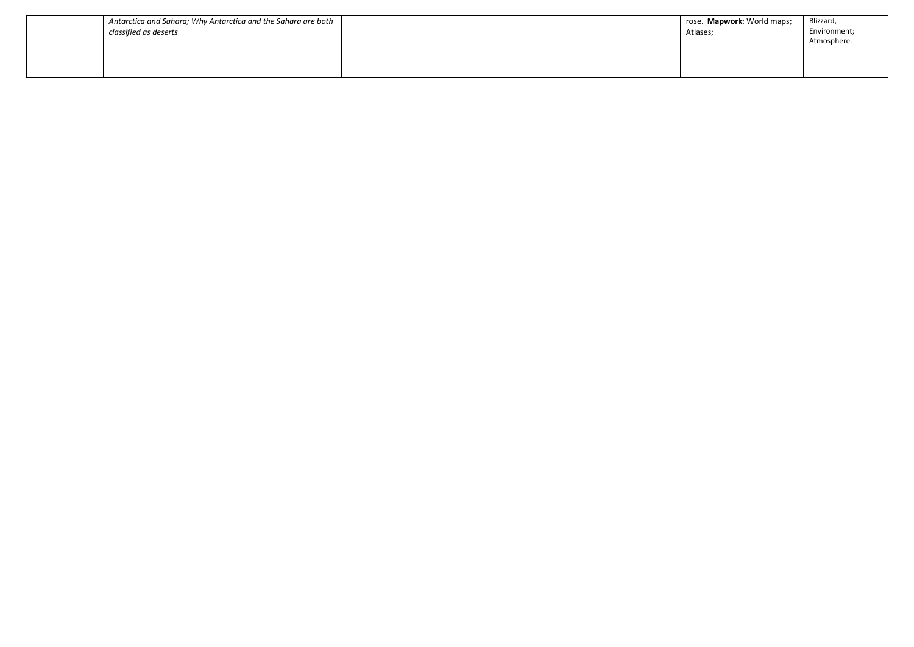|  |  |  |  |  |  |  |
|---|---|---|---|---|---|---|
|  |  | *Antarctica and Sahara; Why Antarctica and the Sahara are both classified as deserts* |  |  | rose. **Mapwork:** World maps; Atlases; | Blizzard, Environment; Atmosphere. |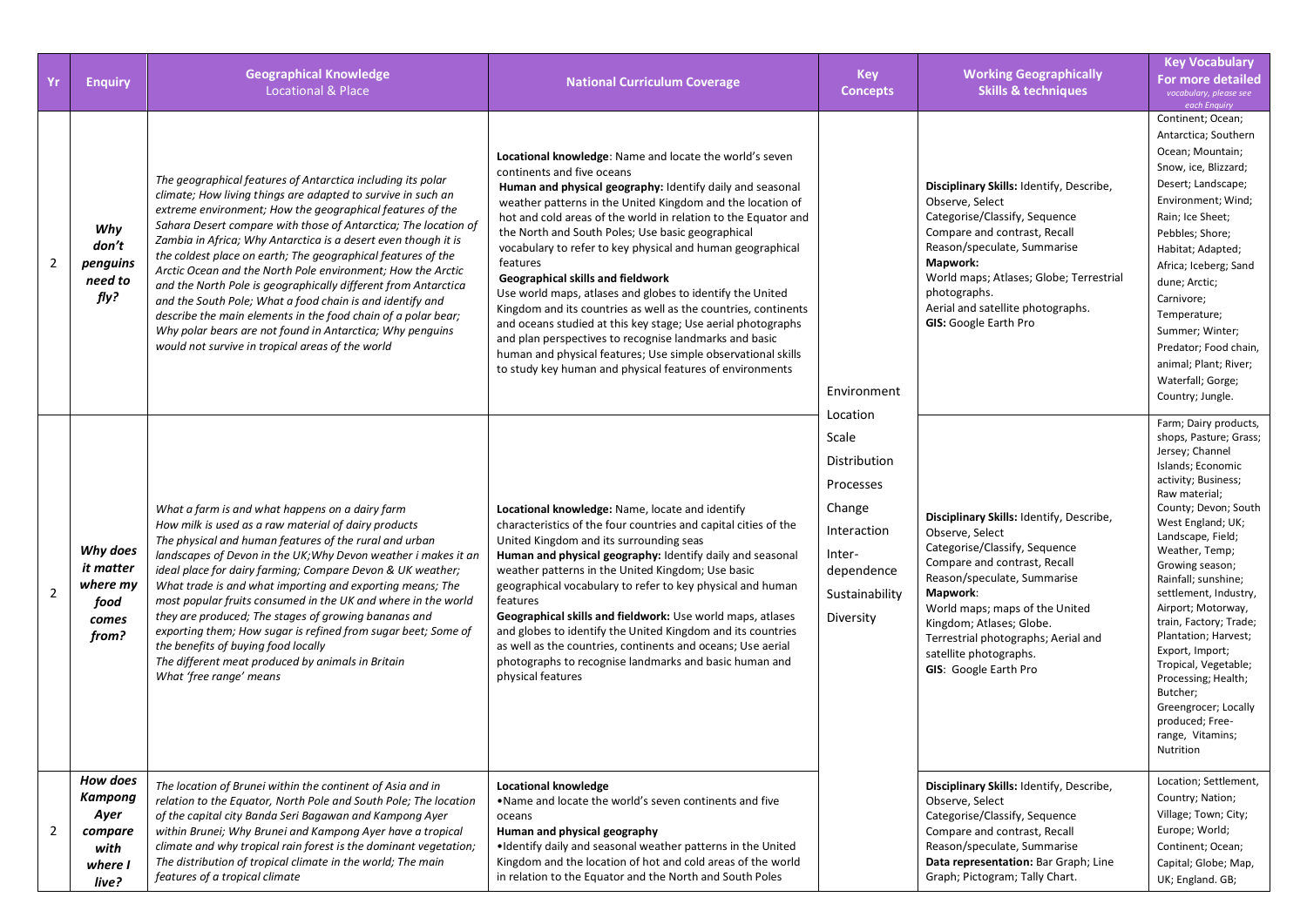| Yr | Enquiry | Geographical Knowledge Locational & Place | National Curriculum Coverage | Key Concepts | Working Geographically Skills & techniques | Key Vocabulary For more detailed vocabulary, please see each Enquiry |
|---|---|---|---|---|---|---|
| 2 | *Why don't penguins need to fly?* | *The geographical features of Antarctica including its polar climate; How living things are adapted to survive in such an extreme environment; How the geographical features of the Sahara Desert compare with those of Antarctica; The location of Zambia in Africa; Why Antarctica is a desert even though it is the coldest place on earth; The geographical features of the Arctic Ocean and the North Pole environment; How the Arctic and the North Pole is geographically different from Antarctica and the South Pole; What a food chain is and identify and describe the main elements in the food chain of a polar bear; Why polar bears are not found in Antarctica; Why penguins would not survive in tropical areas of the world* | **Locational knowledge**: Name and locate the world's seven continents and five oceans **Human and physical geography:** Identify daily and seasonal weather patterns in the United Kingdom and the location of hot and cold areas of the world in relation to the Equator and the North and South Poles; Use basic geographical vocabulary to refer to key physical and human geographical features **Geographical skills and fieldwork** Use world maps, atlases and globes to identify the United Kingdom and its countries as well as the countries, continents and oceans studied at this key stage; Use aerial photographs and plan perspectives to recognise landmarks and basic human and physical features; Use simple observational skills to study key human and physical features of environments | Environment Location Scale Distribution Processes Change Interaction Inter-dependence Sustainability Diversity | **Disciplinary Skills:** Identify, Describe, Observe, Select Categorise/Classify, Sequence Compare and contrast, Recall Reason/speculate, Summarise **Mapwork:** World maps; Atlases; Globe; Terrestrial photographs. Aerial and satellite photographs. **GIS:** Google Earth Pro | Continent; Ocean; Antarctica; Southern Ocean; Mountain; Snow, ice, Blizzard; Desert; Landscape; Environment; Wind; Rain; Ice Sheet; Pebbles; Shore; Habitat; Adapted; Africa; Iceberg; Sand dune; Arctic; Carnivore; Temperature; Summer; Winter; Predator; Food chain, animal; Plant; River; Waterfall; Gorge; Country; Jungle. |
| 2 | *Why does it matter where my food comes from?* | *What a farm is and what happens on a dairy farm How milk is used as a raw material of dairy products The physical and human features of the rural and urban landscapes of Devon in the UK;Why Devon weather i makes it an ideal place for dairy farming; Compare Devon & UK weather; What trade is and what importing and exporting means; The most popular fruits consumed in the UK and where in the world they are produced; The stages of growing bananas and exporting them; How sugar is refined from sugar beet; Some of the benefits of buying food locally The different meat produced by animals in Britain What 'free range' means* | **Locational knowledge:** Name, locate and identify characteristics of the four countries and capital cities of the United Kingdom and its surrounding seas **Human and physical geography:** Identify daily and seasonal weather patterns in the United Kingdom; Use basic geographical vocabulary to refer to key physical and human features **Geographical skills and fieldwork:** Use world maps, atlases and globes to identify the United Kingdom and its countries as well as the countries, continents and oceans; Use aerial photographs to recognise landmarks and basic human and physical features | | **Disciplinary Skills:** Identify, Describe, Observe, Select Categorise/Classify, Sequence Compare and contrast, Recall Reason/speculate, Summarise **Mapwork**: World maps; maps of the United Kingdom; Atlases; Globe. Terrestrial photographs; Aerial and satellite photographs. **GIS**: Google Earth Pro | Farm; Dairy products, shops, Pasture; Grass; Jersey; Channel Islands; Economic activity; Business; Raw material; County; Devon; South West England; UK; Landscape, Field; Weather, Temp; Growing season; Rainfall; sunshine; settlement, Industry, Airport; Motorway, train, Factory; Trade; Plantation; Harvest; Export, Import; Tropical, Vegetable; Processing; Health; Butcher; Greengrocer; Locally produced; Free-range, Vitamins; Nutrition |
| 2 | *How does Kampong Ayer compare with where I live?* | *The location of Brunei within the continent of Asia and in relation to the Equator, North Pole and South Pole; The location of the capital city Banda Seri Bagawan and Kampong Ayer within Brunei; Why Brunei and Kampong Ayer have a tropical climate and why tropical rain forest is the dominant vegetation; The distribution of tropical climate in the world; The main features of a tropical climate* | **Locational knowledge** •Name and locate the world's seven continents and five oceans **Human and physical geography** •Identify daily and seasonal weather patterns in the United Kingdom and the location of hot and cold areas of the world in relation to the Equator and the North and South Poles | | **Disciplinary Skills:** Identify, Describe, Observe, Select Categorise/Classify, Sequence Compare and contrast, Recall Reason/speculate, Summarise **Data representation:** Bar Graph; Line Graph; Pictogram; Tally Chart. | Location; Settlement, Country; Nation; Village; Town; City; Europe; World; Continent; Ocean; Capital; Globe; Map, UK; England. GB; |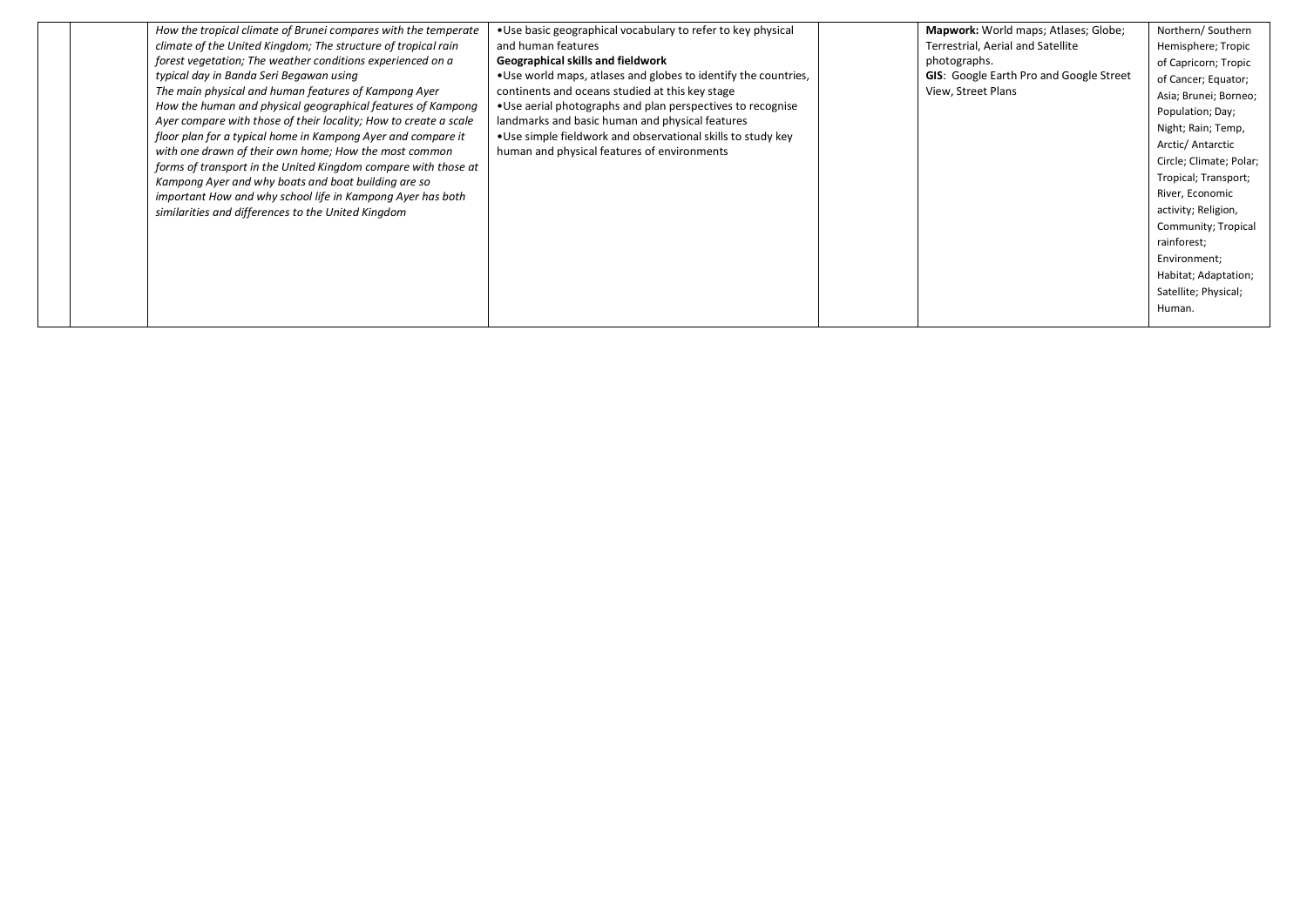| | | | | | | |
|---|---|---|---|---|---|---|
| | | *How the tropical climate of Brunei compares with the temperate climate of the United Kingdom; The structure of tropical rain forest vegetation; The weather conditions experienced on a typical day in Banda Seri Begawan using The main physical and human features of Kampong Ayer How the human and physical geographical features of Kampong Ayer compare with those of their locality; How to create a scale floor plan for a typical home in Kampong Ayer and compare it with one drawn of their own home; How the most common forms of transport in the United Kingdom compare with those at Kampong Ayer and why boats and boat building are so important How and why school life in Kampong Ayer has both similarities and differences to the United Kingdom* | •Use basic geographical vocabulary to refer to key physical and human features<br>**Geographical skills and fieldwork**<br>•Use world maps, atlases and globes to identify the countries, continents and oceans studied at this key stage<br>•Use aerial photographs and plan perspectives to recognise landmarks and basic human and physical features<br>•Use simple fieldwork and observational skills to study key human and physical features of environments | | **Mapwork:** World maps; Atlases; Globe; Terrestrial, Aerial and Satellite photographs.<br>**GIS**: Google Earth Pro and Google Street View, Street Plans | Northern/ Southern Hemisphere; Tropic of Capricorn; Tropic of Cancer; Equator; Asia; Brunei; Borneo; Population; Day; Night; Rain; Temp, Arctic/ Antarctic Circle; Climate; Polar; Tropical; Transport; River, Economic activity; Religion, Community; Tropical rainforest; Environment; Habitat; Adaptation; Satellite; Physical; Human. |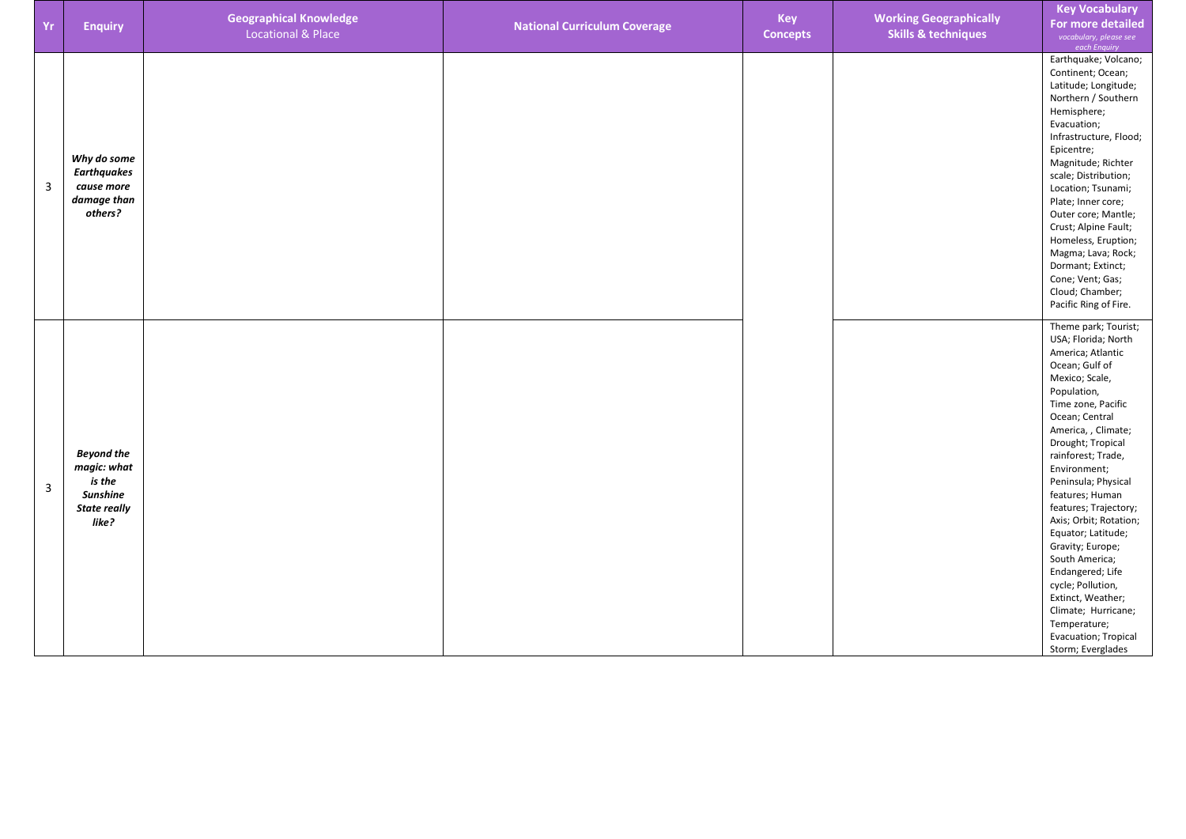| Yr | Enquiry | Geographical Knowledge Locational & Place | National Curriculum Coverage | Key Concepts | Working Geographically Skills & techniques | Key Vocabulary For more detailed vocabulary, please see each Enquiry |
|---|---|---|---|---|---|---|
| 3 | ***Why do some Earthquakes cause more damage than others?*** | | | | | Earthquake; Volcano; Continent; Ocean; Latitude; Longitude; Northern / Southern Hemisphere; Evacuation; Infrastructure, Flood; Epicentre; Magnitude; Richter scale; Distribution; Location; Tsunami; Plate; Inner core; Outer core; Mantle; Crust; Alpine Fault; Homeless, Eruption; Magma; Lava; Rock; Dormant; Extinct; Cone; Vent; Gas; Cloud; Chamber; Pacific Ring of Fire. |
| 3 | ***Beyond the magic: what is the Sunshine State really like?*** | | | | | Theme park; Tourist; USA; Florida; North America; Atlantic Ocean; Gulf of Mexico; Scale, Population, Time zone, Pacific Ocean; Central America, , Climate; Drought; Tropical rainforest; Trade, Environment; Peninsula; Physical features; Human features; Trajectory; Axis; Orbit; Rotation; Equator; Latitude; Gravity; Europe; South America; Endangered; Life cycle; Pollution, Extinct, Weather; Climate; Hurricane; Temperature; Evacuation; Tropical Storm; Everglades |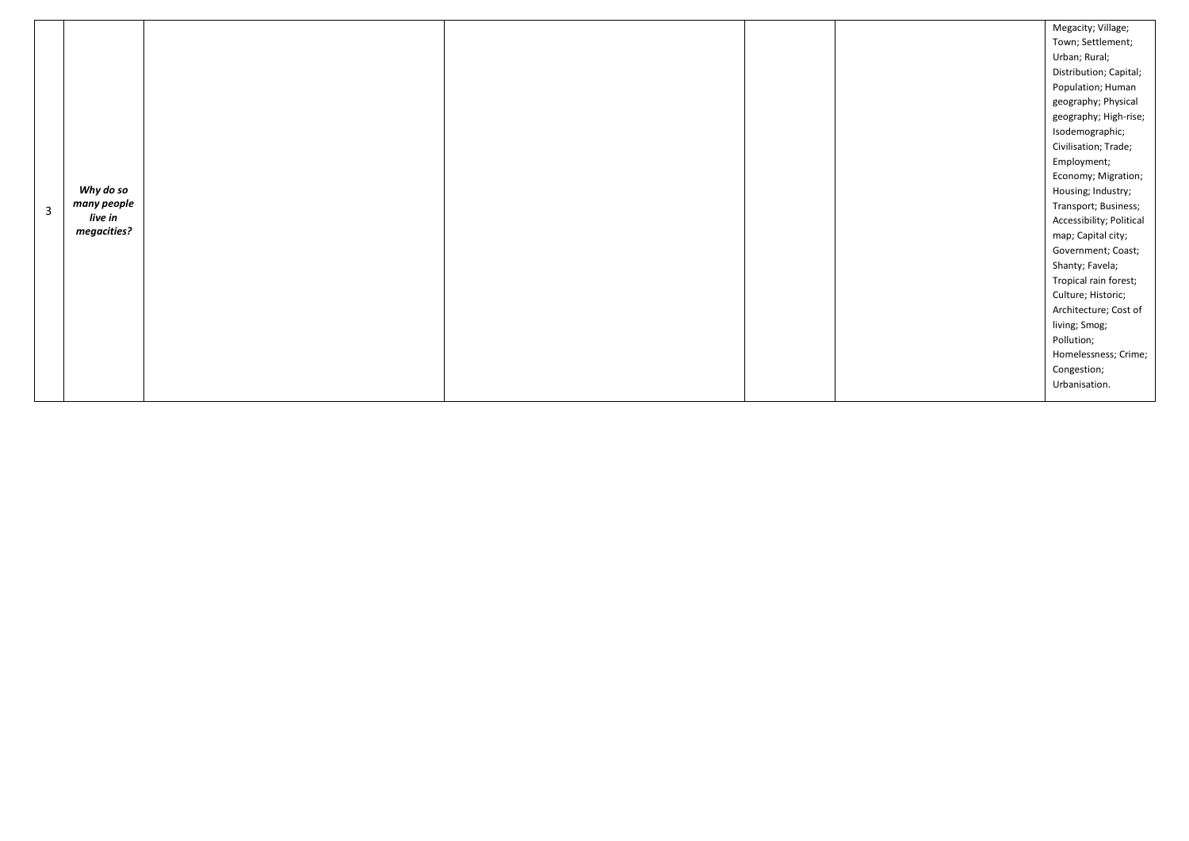| | | | | | | |
|---|---|---|---|---|---|---|
| 3 | ***Why do so many people live in megacities?*** | | | | | Megacity; Village; Town; Settlement; Urban; Rural; Distribution; Capital; Population; Human geography; Physical geography; High-rise; Isodemographic; Civilisation; Trade; Employment; Economy; Migration; Housing; Industry; Transport; Business; Accessibility; Political map; Capital city; Government; Coast; Shanty; Favela; Tropical rain forest; Culture; Historic; Architecture; Cost of living; Smog; Pollution; Homelessness; Crime; Congestion; Urbanisation. |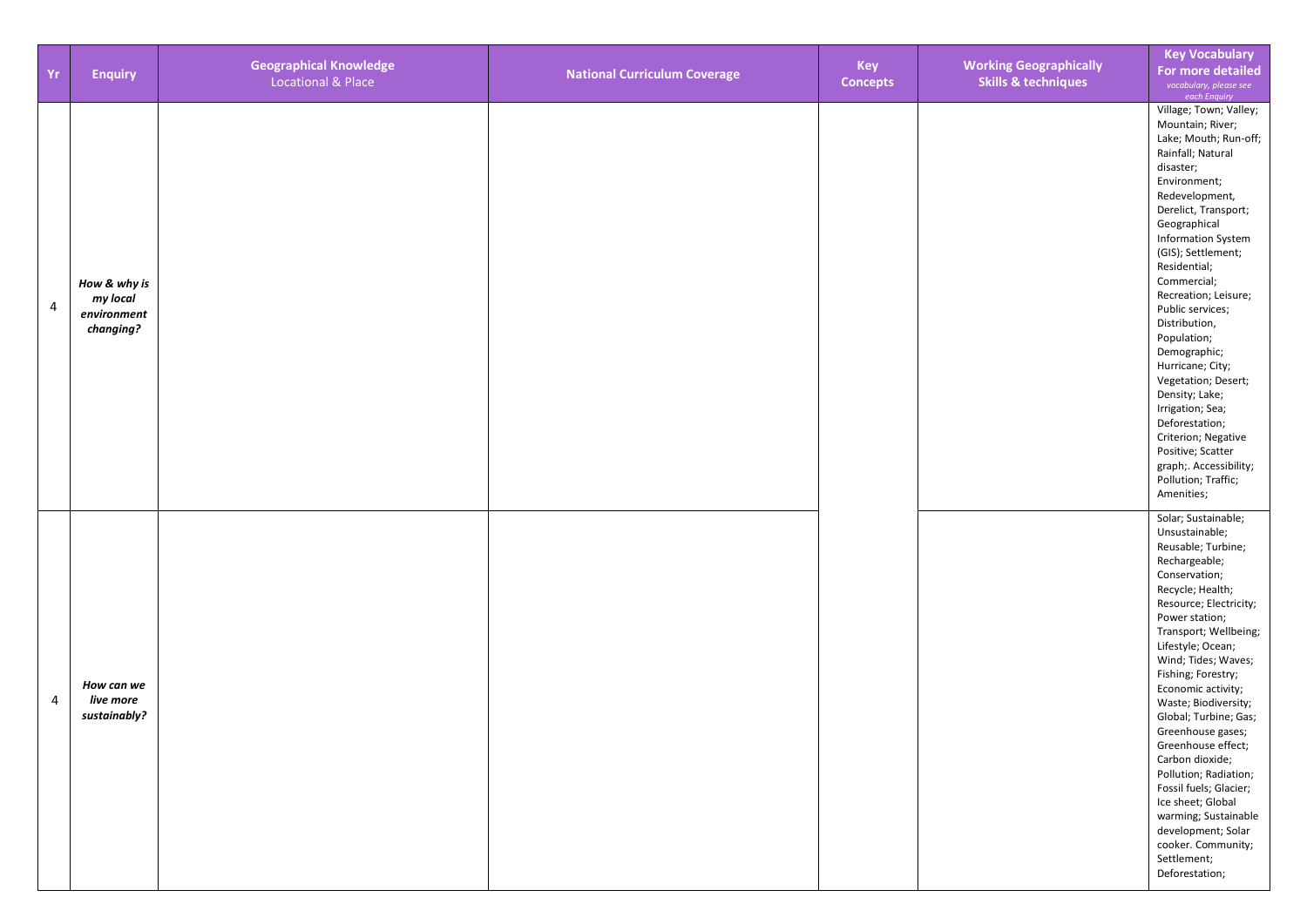| Yr | Enquiry | Geographical Knowledge Locational & Place | National Curriculum Coverage | Key Concepts | Working Geographically Skills & techniques | Key Vocabulary For more detailed vocabulary, please see each Enquiry |
|---|---|---|---|---|---|---|
| 4 | ***How & why is my local environment changing?*** | | | | | Village; Town; Valley; Mountain; River; Lake; Mouth; Run-off; Rainfall; Natural disaster; Environment; Redevelopment, Derelict, Transport; Geographical Information System (GIS); Settlement; Residential; Commercial; Recreation; Leisure; Public services; Distribution, Population; Demographic; Hurricane; City; Vegetation; Desert; Density; Lake; Irrigation; Sea; Deforestation; Criterion; Negative Positive; Scatter graph;. Accessibility; Pollution; Traffic; Amenities; |
| 4 | ***How can we live more sustainably?*** | | | | | Solar; Sustainable; Unsustainable; Reusable; Turbine; Rechargeable; Conservation; Recycle; Health; Resource; Electricity; Power station; Transport; Wellbeing; Lifestyle; Ocean; Wind; Tides; Waves; Fishing; Forestry; Economic activity; Waste; Biodiversity; Global; Turbine; Gas; Greenhouse gases; Greenhouse effect; Carbon dioxide; Pollution; Radiation; Fossil fuels; Glacier; Ice sheet; Global warming; Sustainable development; Solar cooker. Community; Settlement; Deforestation; |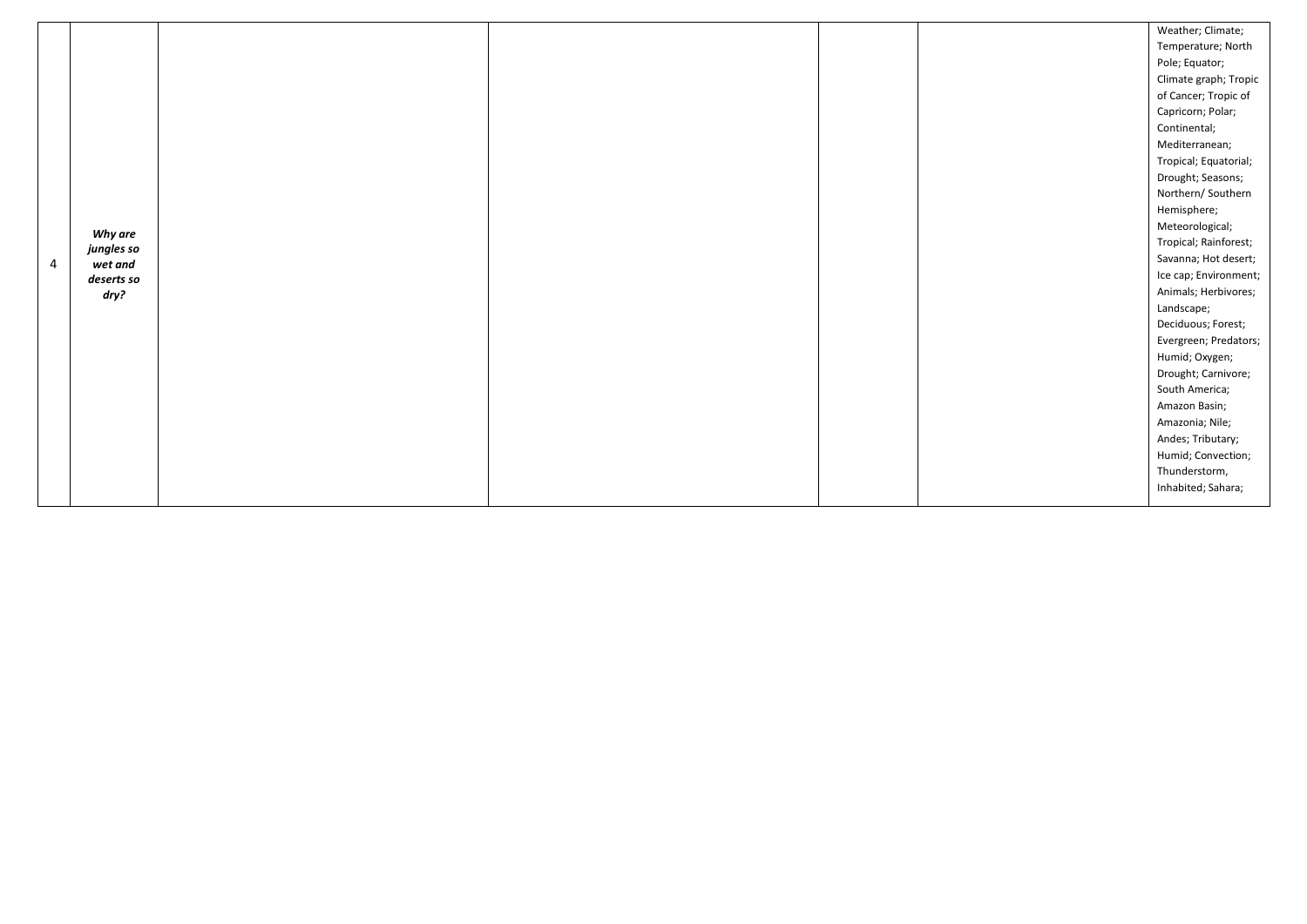| | | | | | | |
|---|---|---|---|---|---|---|
| 4 | ***Why are jungles so wet and deserts so dry?*** | | | | | Weather; Climate; Temperature; North Pole; Equator; Climate graph; Tropic of Cancer; Tropic of Capricorn; Polar; Continental; Mediterranean; Tropical; Equatorial; Drought; Seasons; Northern/ Southern Hemisphere; Meteorological; Tropical; Rainforest; Savanna; Hot desert; Ice cap; Environment; Animals; Herbivores; Landscape; Deciduous; Forest; Evergreen; Predators; Humid; Oxygen; Drought; Carnivore; South America; Amazon Basin; Amazonia; Nile; Andes; Tributary; Humid; Convection; Thunderstorm, Inhabited; Sahara; |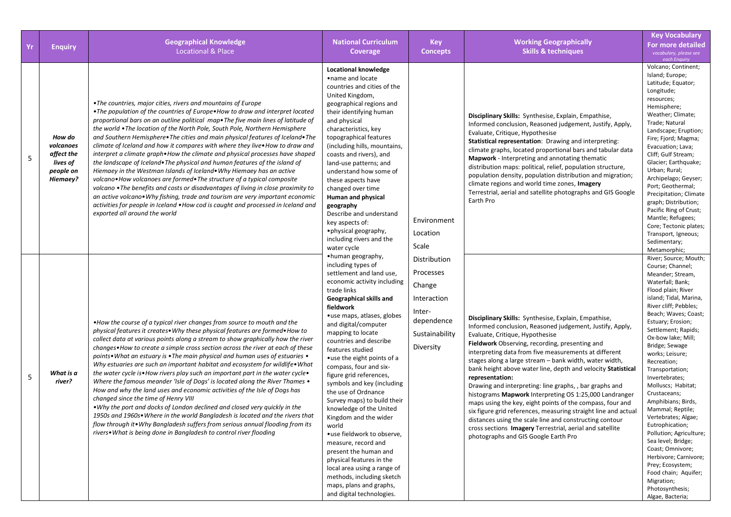| Yr | Enquiry | Geographical Knowledge<br>Locational & Place | National Curriculum Coverage | Key Concepts | Working Geographically<br>Skills & techniques | Key Vocabulary<br>For more detailed vocabulary, please see each Enquiry |
|---|---|---|---|---|---|---|
| 5 | ***How do volcanoes affect the lives of people on Hiemaey?*** | *•The countries, major cities, rivers and mountains of Europe •The population of the countries of Europe•How to draw and interpret located proportional bars on an outline political map•The five main lines of latitude of the world •The location of the North Pole, South Pole, Northern Hemisphere and Southern Hemisphere•The cities and main physical features of Iceland•The climate of Iceland and how it compares with where they live•How to draw and interpret a climate graph•How the climate and physical processes have shaped the landscape of Iceland•The physical and human features of the island of Hiemaey in the Westman Islands of Iceland•Why Hiemaey has an active volcano•How volcanoes are formed•The structure of a typical composite volcano •The benefits and costs or disadvantages of living in close proximity to an active volcano•Why fishing, trade and tourism are very important economic activities for people in Iceland •How cod is caught and processed in Iceland and exported all around the world* | **Locational knowledge**<br>•name and locate countries and cities of the United Kingdom, geographical regions and their identifying human and physical characteristics, key topographical features (including hills, mountains, coasts and rivers), and land-use patterns; and understand how some of these aspects have changed over time<br>**Human and physical geography**<br>Describe and understand key aspects of:<br>•physical geography, including rivers and the water cycle<br>•human geography, including types of settlement and land use, economic activity including trade links<br>**Geographical skills and fieldwork**<br>•use maps, atlases, globes and digital/computer mapping to locate countries and describe features studied<br>•use the eight points of a compass, four and six-figure grid references, symbols and key (including the use of Ordnance Survey maps) to build their knowledge of the United Kingdom and the wider world<br>•use fieldwork to observe, measure, record and present the human and physical features in the local area using a range of methods, including sketch maps, plans and graphs, and digital technologies. | Environment<br>Location<br>Scale<br>Distribution<br>Processes<br>Change<br>Interaction<br>Inter-dependence<br>Sustainability<br>Diversity | **Disciplinary Skills:** Synthesise, Explain, Empathise, Informed conclusion, Reasoned judgement, Justify, Apply, Evaluate, Critique, Hypothesise<br>**Statistical representation**: Drawing and interpreting: climate graphs, located proportional bars and tabular data **Mapwork** - Interpreting and annotating thematic distribution maps: political, relief, population structure, population density, population distribution and migration; climate regions and world time zones, **Imagery** Terrestrial, aerial and satellite photographs and GIS Google Earth Pro | Volcano; Continent; Island; Europe; Latitude; Equator; Longitude; resources; Hemisphere; Weather; Climate; Trade; Natural Landscape; Eruption; Fire; Fjord; Magma; Evacuation; Lava; Cliff; Gulf Stream; Glacier; Earthquake; Urban; Rural; Archipelago; Geyser; Port; Geothermal; Precipitation; Climate graph; Distribution; Pacific Ring of Crust; Mantle; Refugees; Core; Tectonic plates; Transport, Igneous; Sedimentary; Metamorphic; |
| 5 | ***What is a river?*** | *•How the course of a typical river changes from source to mouth and the physical features it creates•Why these physical features are formed•How to collect data at various points along a stream to show graphically how the river changes•How to create a simple cross section across the river at each of these points•What an estuary is •The main physical and human uses of estuaries • Why estuaries are such an important habitat and ecosystem for wildlife•What the water cycle is•How rivers play such an important part in the water cycle• Where the famous meander 'Isle of Dogs' is located along the River Thames • How and why the land uses and economic activities of the Isle of Dogs has changed since the time of Henry VIII •Why the port and docks of London declined and closed very quickly in the 1950s and 1960s•Where in the world Bangladesh is located and the rivers that flow through it•Why Bangladesh suffers from serious annual flooding from its rivers•What is being done in Bangladesh to control river flooding* | | | **Disciplinary Skills:** Synthesise, Explain, Empathise, Informed conclusion, Reasoned judgement, Justify, Apply, Evaluate, Critique, Hypothesise<br>**Fieldwork** Observing, recording, presenting and interpreting data from five measurements at different stages along a large stream – bank width, water width, bank height above water line, depth and velocity **Statistical representation:**<br>Drawing and interpreting: line graphs, , bar graphs and histograms **Mapwork** Interpreting OS 1:25,000 Landranger maps using the key, eight points of the compass, four and six figure grid references, measuring straight line and actual distances using the scale line and constructing contour cross sections **Imagery** Terrestrial, aerial and satellite photographs and GIS Google Earth Pro | River; Source; Mouth; Course; Channel; Meander; Stream, Waterfall; Bank; Flood plain; River island; Tidal, Marina, River cliff; Pebbles; Beach; Waves; Coast; Estuary; Erosion; Settlement; Rapids; Ox-bow lake; Mill; Bridge; Sewage works; Leisure; Recreation; Transportation; Invertebrates; Molluscs; Habitat; Crustaceans; Amphibians; Birds, Mammal; Reptile; Vertebrates; Algae; Eutrophication; Pollution; Agriculture; Sea level; Bridge; Coast; Omnivore; Herbivore; Carnivore; Prey; Ecosystem; Food chain; Aquifer; Migration; Photosynthesis; Algae, Bacteria; |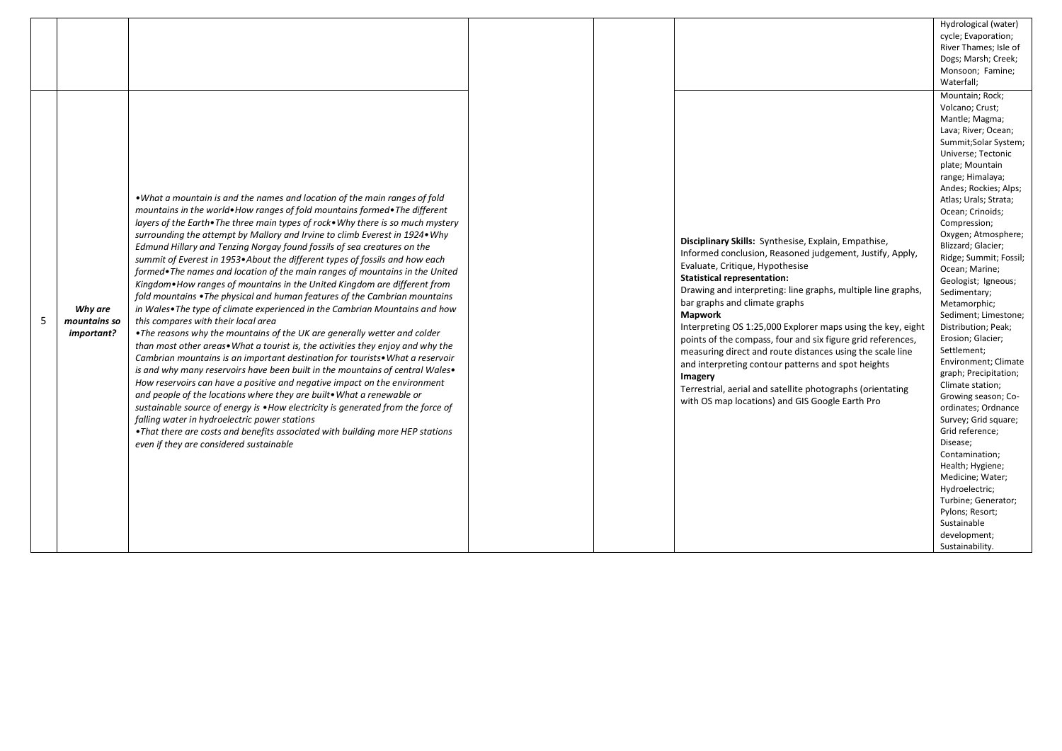| | | | | | | |
|---|---|---|---|---|---|---|
| | | | | | | Hydrological (water) cycle; Evaporation; River Thames; Isle of Dogs; Marsh; Creek; Monsoon; Famine; Waterfall; |
| 5 | *Why are mountains so important?* | *•What a mountain is and the names and location of the main ranges of fold mountains in the world•How ranges of fold mountains formed•The different layers of the Earth•The three main types of rock•Why there is so much mystery surrounding the attempt by Mallory and Irvine to climb Everest in 1924•Why Edmund Hillary and Tenzing Norgay found fossils of sea creatures on the summit of Everest in 1953•About the different types of fossils and how each formed•The names and location of the main ranges of mountains in the United Kingdom•How ranges of mountains in the United Kingdom are different from fold mountains •The physical and human features of the Cambrian mountains in Wales•The type of climate experienced in the Cambrian Mountains and how this compares with their local area*<br>*•The reasons why the mountains of the UK are generally wetter and colder than most other areas•What a tourist is, the activities they enjoy and why the Cambrian mountains is an important destination for tourists•What a reservoir is and why many reservoirs have been built in the mountains of central Wales• How reservoirs can have a positive and negative impact on the environment and people of the locations where they are built•What a renewable or sustainable source of energy is •How electricity is generated from the force of falling water in hydroelectric power stations*<br>*•That there are costs and benefits associated with building more HEP stations even if they are considered sustainable* | | | **Disciplinary Skills:** Synthesise, Explain, Empathise, Informed conclusion, Reasoned judgement, Justify, Apply, Evaluate, Critique, Hypothesise<br>**Statistical representation:**<br>Drawing and interpreting: line graphs, multiple line graphs, bar graphs and climate graphs<br>**Mapwork**<br>Interpreting OS 1:25,000 Explorer maps using the key, eight points of the compass, four and six figure grid references, measuring direct and route distances using the scale line and interpreting contour patterns and spot heights<br>**Imagery**<br>Terrestrial, aerial and satellite photographs (orientating with OS map locations) and GIS Google Earth Pro | Mountain; Rock; Volcano; Crust; Mantle; Magma; Lava; River; Ocean; Summit;Solar System; Universe; Tectonic plate; Mountain range; Himalaya; Andes; Rockies; Alps; Atlas; Urals; Strata; Ocean; Crinoids; Compression; Oxygen; Atmosphere; Blizzard; Glacier; Ridge; Summit; Fossil; Ocean; Marine; Geologist; Igneous; Sedimentary; Metamorphic; Sediment; Limestone; Distribution; Peak; Erosion; Glacier; Settlement; Environment; Climate graph; Precipitation; Climate station; Growing season; Co-ordinates; Ordnance Survey; Grid square; Grid reference; Disease; Contamination; Health; Hygiene; Medicine; Water; Hydroelectric; Turbine; Generator; Pylons; Resort; Sustainable development; Sustainability. |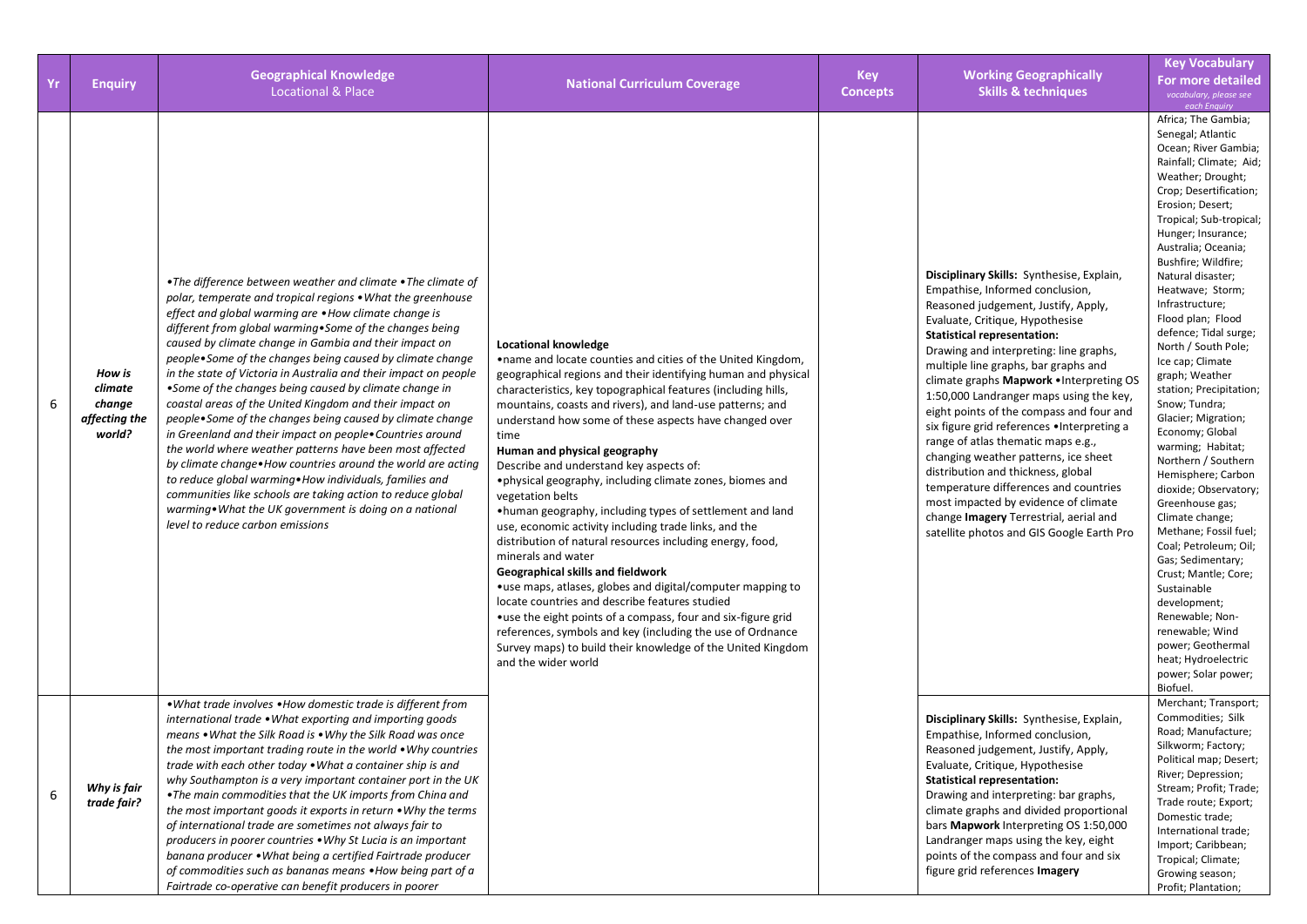| Yr | Enquiry | Geographical Knowledge<br>Locational & Place | National Curriculum Coverage | Key Concepts | Working Geographically<br>Skills & techniques | Key Vocabulary<br>For more detailed vocabulary, please see each Enquiry |
|---|---|---|---|---|---|---|
| 6 | *How is climate change affecting the world?* | *•The difference between weather and climate •The climate of polar, temperate and tropical regions •What the greenhouse effect and global warming are •How climate change is different from global warming•Some of the changes being caused by climate change in Gambia and their impact on people•Some of the changes being caused by climate change in the state of Victoria in Australia and their impact on people •Some of the changes being caused by climate change in coastal areas of the United Kingdom and their impact on people•Some of the changes being caused by climate change in Greenland and their impact on people•Countries around the world where weather patterns have been most affected by climate change•How countries around the world are acting to reduce global warming•How individuals, families and communities like schools are taking action to reduce global warming•What the UK government is doing on a national level to reduce carbon emissions* | **Locational knowledge**<br>•name and locate counties and cities of the United Kingdom, geographical regions and their identifying human and physical characteristics, key topographical features (including hills, mountains, coasts and rivers), and land-use patterns; and understand how some of these aspects have changed over time<br>**Human and physical geography**<br>Describe and understand key aspects of:<br>•physical geography, including climate zones, biomes and vegetation belts<br>•human geography, including types of settlement and land use, economic activity including trade links, and the distribution of natural resources including energy, food, minerals and water<br>**Geographical skills and fieldwork**<br>•use maps, atlases, globes and digital/computer mapping to locate countries and describe features studied<br>•use the eight points of a compass, four and six-figure grid references, symbols and key (including the use of Ordnance Survey maps) to build their knowledge of the United Kingdom and the wider world | | **Disciplinary Skills:** Synthesise, Explain, Empathise, Informed conclusion, Reasoned judgement, Justify, Apply, Evaluate, Critique, Hypothesise<br>**Statistical representation:**<br>Drawing and interpreting: line graphs, multiple line graphs, bar graphs and climate graphs **Mapwork** •Interpreting OS 1:50,000 Landranger maps using the key, eight points of the compass and four and six figure grid references •Interpreting a range of atlas thematic maps e.g., changing weather patterns, ice sheet distribution and thickness, global temperature differences and countries most impacted by evidence of climate change **Imagery** Terrestrial, aerial and satellite photos and GIS Google Earth Pro | Africa; The Gambia; Senegal; Atlantic Ocean; River Gambia; Rainfall; Climate; Aid; Weather; Drought; Crop; Desertification; Erosion; Desert; Tropical; Sub-tropical; Hunger; Insurance; Australia; Oceania; Bushfire; Wildfire; Natural disaster; Heatwave; Storm; Infrastructure; Flood plan; Flood defence; Tidal surge; North / South Pole; Ice cap; Climate graph; Weather station; Precipitation; Snow; Tundra; Glacier; Migration; Economy; Global warming; Habitat; Northern / Southern Hemisphere; Carbon dioxide; Observatory; Greenhouse gas; Climate change; Methane; Fossil fuel; Coal; Petroleum; Oil; Gas; Sedimentary; Crust; Mantle; Core; Sustainable development; Renewable; Non-renewable; Wind power; Geothermal heat; Hydroelectric power; Solar power; Biofuel. |
| 6 | *Why is fair trade fair?* | *•What trade involves •How domestic trade is different from international trade •What exporting and importing goods means •What the Silk Road is •Why the Silk Road was once the most important trading route in the world •Why countries trade with each other today •What a container ship is and why Southampton is a very important container port in the UK •The main commodities that the UK imports from China and the most important goods it exports in return •Why the terms of international trade are sometimes not always fair to producers in poorer countries •Why St Lucia is an important banana producer •What being a certified Fairtrade producer of commodities such as bananas means •How being part of a Fairtrade co-operative can benefit producers in poorer* | | | **Disciplinary Skills:** Synthesise, Explain, Empathise, Informed conclusion, Reasoned judgement, Justify, Apply, Evaluate, Critique, Hypothesise<br>**Statistical representation:**<br>Drawing and interpreting: bar graphs, climate graphs and divided proportional bars **Mapwork** Interpreting OS 1:50,000 Landranger maps using the key, eight points of the compass and four and six figure grid references **Imagery** | Merchant; Transport; Commodities; Silk Road; Manufacture; Silkworm; Factory; Political map; Desert; River; Depression; Stream; Profit; Trade; Trade route; Export; Domestic trade; International trade; Import; Caribbean; Tropical; Climate; Growing season; Profit; Plantation; |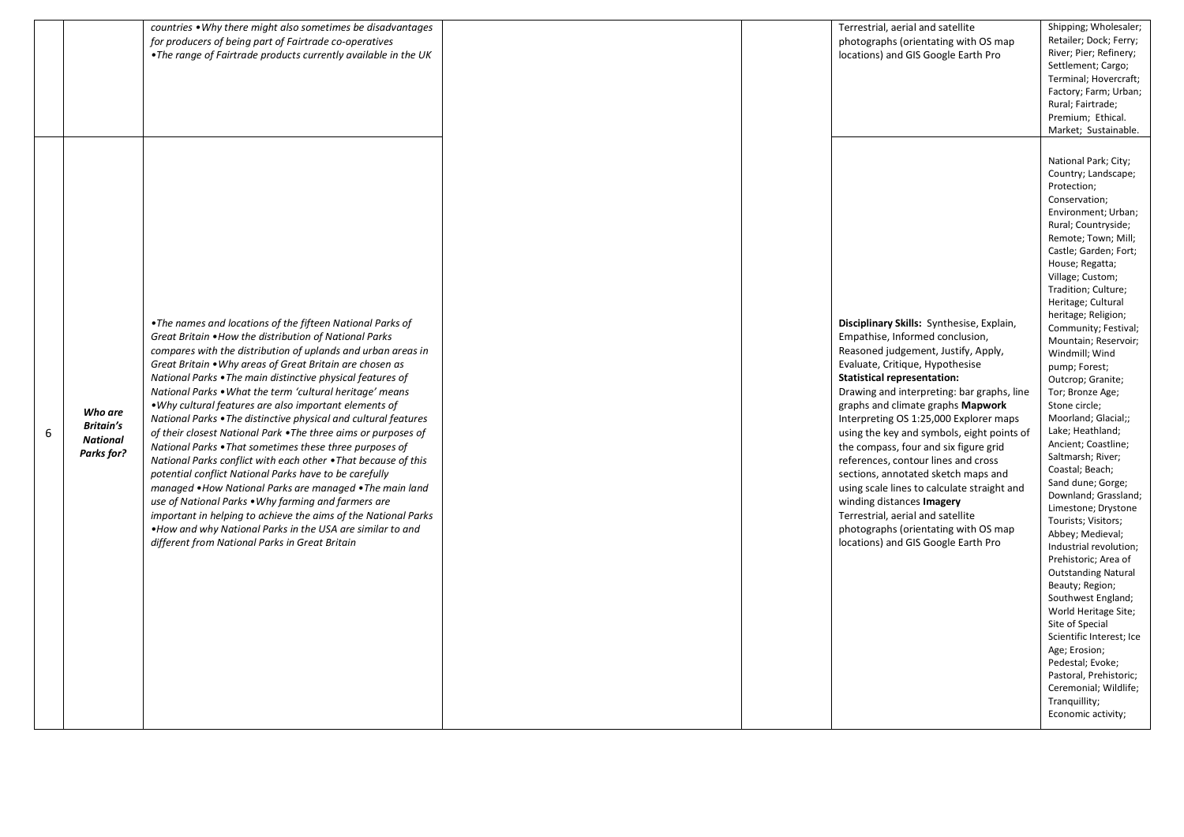| | | | | | | |
|---|---|---|---|---|---|---|
| | | *countries •Why there might also sometimes be disadvantages for producers of being part of Fairtrade co-operatives •The range of Fairtrade products currently available in the UK* | | | Terrestrial, aerial and satellite photographs (orientating with OS map locations) and GIS Google Earth Pro | Shipping; Wholesaler; Retailer; Dock; Ferry; River; Pier; Refinery; Settlement; Cargo; Terminal; Hovercraft; Factory; Farm; Urban; Rural; Fairtrade; Premium; Ethical. Market; Sustainable. |
| 6 | ***Who are Britain's National Parks for?*** | *•The names and locations of the fifteen National Parks of Great Britain •How the distribution of National Parks compares with the distribution of uplands and urban areas in Great Britain •Why areas of Great Britain are chosen as National Parks •The main distinctive physical features of National Parks •What the term 'cultural heritage' means •Why cultural features are also important elements of National Parks •The distinctive physical and cultural features of their closest National Park •The three aims or purposes of National Parks •That sometimes these three purposes of National Parks conflict with each other •That because of this potential conflict National Parks have to be carefully managed •How National Parks are managed •The main land use of National Parks •Why farming and farmers are important in helping to achieve the aims of the National Parks •How and why National Parks in the USA are similar to and different from National Parks in Great Britain* | | | **Disciplinary Skills:** Synthesise, Explain, Empathise, Informed conclusion, Reasoned judgement, Justify, Apply, Evaluate, Critique, Hypothesise **Statistical representation:** Drawing and interpreting: bar graphs, line graphs and climate graphs **Mapwork** Interpreting OS 1:25,000 Explorer maps using the key and symbols, eight points of the compass, four and six figure grid references, contour lines and cross sections, annotated sketch maps and using scale lines to calculate straight and winding distances **Imagery** Terrestrial, aerial and satellite photographs (orientating with OS map locations) and GIS Google Earth Pro | National Park; City; Country; Landscape; Protection; Conservation; Environment; Urban; Rural; Countryside; Remote; Town; Mill; Castle; Garden; Fort; House; Regatta; Village; Custom; Tradition; Culture; Heritage; Cultural heritage; Religion; Community; Festival; Mountain; Reservoir; Windmill; Wind pump; Forest; Outcrop; Granite; Tor; Bronze Age; Stone circle; Moorland; Glacial;; Lake; Heathland; Ancient; Coastline; Saltmarsh; River; Coastal; Beach; Sand dune; Gorge; Downland; Grassland; Limestone; Drystone Tourists; Visitors; Abbey; Medieval; Industrial revolution; Prehistoric; Area of Outstanding Natural Beauty; Region; Southwest England; World Heritage Site; Site of Special Scientific Interest; Ice Age; Erosion; Pedestal; Evoke; Pastoral, Prehistoric; Ceremonial; Wildlife; Tranquillity; Economic activity; |